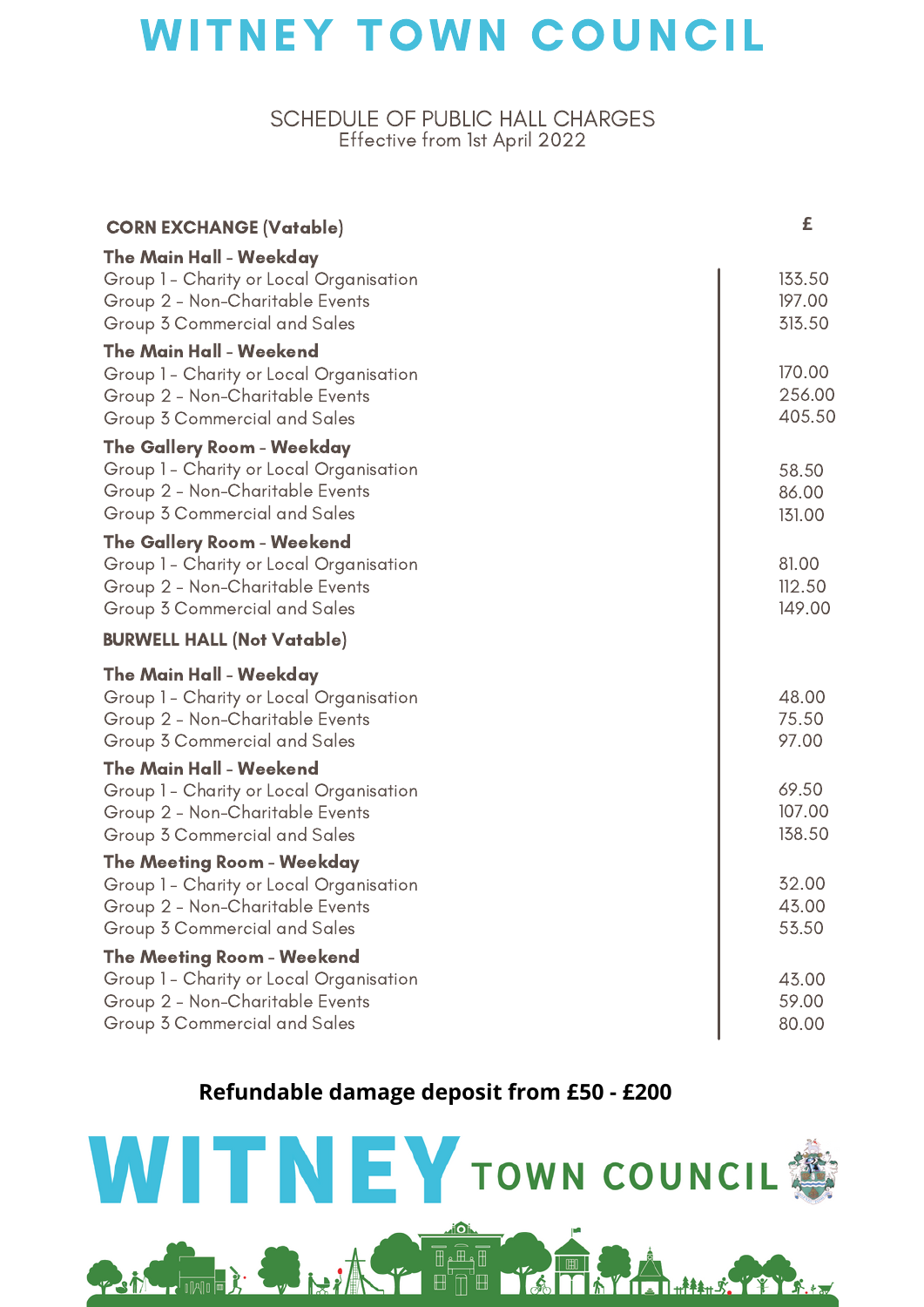# WITNEY TOWN COUNCIL

SCHEDULE OF PUBLIC HALL CHARGES
Effective from 1st April 2022

| CORN EXCHANGE (Vatable) | £ |
|---|---|
| **The Main Hall - Weekday** | |
| Group 1 - Charity or Local Organisation | 133.50 |
| Group 2 - Non-Charitable Events | 197.00 |
| Group 3 Commercial and Sales | 313.50 |
| **The Main Hall - Weekend** | |
| Group 1 - Charity or Local Organisation | 170.00 |
| Group 2 - Non-Charitable Events | 256.00 |
| Group 3 Commercial and Sales | 405.50 |
| **The Gallery Room - Weekday** | |
| Group 1 - Charity or Local Organisation | 58.50 |
| Group 2 - Non-Charitable Events | 86.00 |
| Group 3 Commercial and Sales | 131.00 |
| **The Gallery Room - Weekend** | |
| Group 1 - Charity or Local Organisation | 81.00 |
| Group 2 - Non-Charitable Events | 112.50 |
| Group 3 Commercial and Sales | 149.00 |
| **BURWELL HALL (Not Vatable)** | |
| **The Main Hall - Weekday** | |
| Group 1 - Charity or Local Organisation | 48.00 |
| Group 2 - Non-Charitable Events | 75.50 |
| Group 3 Commercial and Sales | 97.00 |
| **The Main Hall - Weekend** | |
| Group 1 - Charity or Local Organisation | 69.50 |
| Group 2 - Non-Charitable Events | 107.00 |
| Group 3 Commercial and Sales | 138.50 |
| **The Meeting Room - Weekday** | |
| Group 1 - Charity or Local Organisation | 32.00 |
| Group 2 - Non-Charitable Events | 43.00 |
| Group 3 Commercial and Sales | 53.50 |
| **The Meeting Room - Weekend** | |
| Group 1 - Charity or Local Organisation | 43.00 |
| Group 2 - Non-Charitable Events | 59.00 |
| Group 3 Commercial and Sales | 80.00 |

**Refundable damage deposit from £50 - £200**

WITNEY TOWN COUNCIL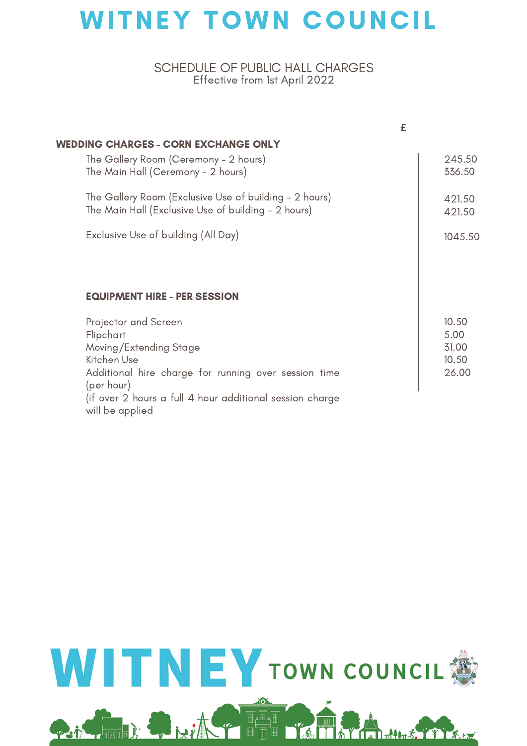# WITNEY TOWN COUNCIL

SCHEDULE OF PUBLIC HALL CHARGES
Effective from 1st April 2022

| | £ |
|---|---|
| **WEDDING CHARGES - CORN EXCHANGE ONLY** | |
| The Gallery Room (Ceremony - 2 hours) | 245.50 |
| The Main Hall (Ceremony - 2 hours) | 336.50 |
| The Gallery Room (Exclusive Use of building - 2 hours) | 421.50 |
| The Main Hall (Exclusive Use of building - 2 hours) | 421.50 |
| Exclusive Use of building (All Day) | 1045.50 |
| **EQUIPMENT HIRE - PER SESSION** | |
| Projector and Screen | 10.50 |
| Flipchart | 5.00 |
| Moving/Extending Stage | 31.00 |
| Kitchen Use | 10.50 |
| Additional hire charge for running over session time (per hour) (if over 2 hours a full 4 hour additional session charge will be applied | 26.00 |

WITNEY TOWN COUNCIL